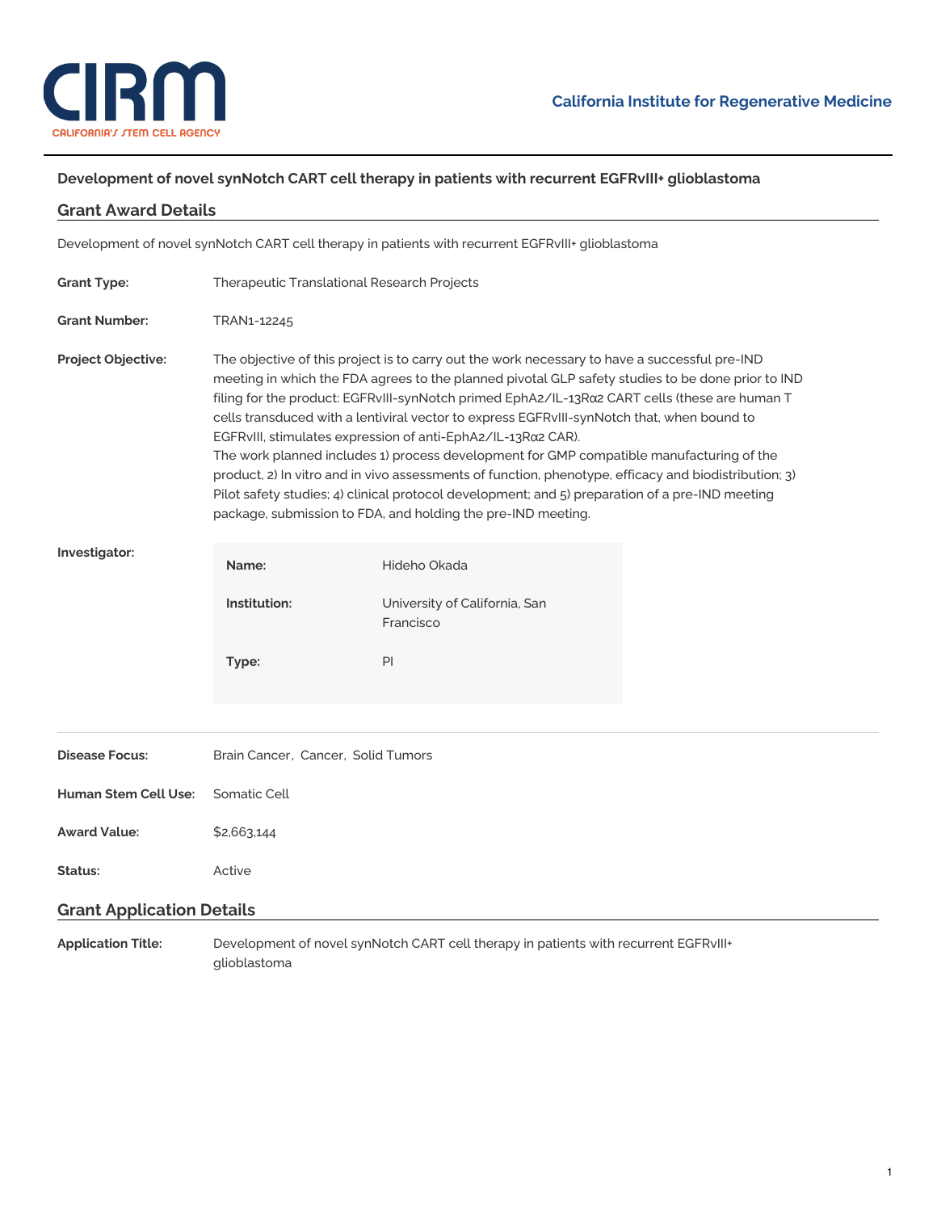California Institute for Regenerative Medicine

# Development of novel synNotch CART cell therapy in patients with recurrent EGFRvIII+ glioblastoma

## Grant Award Details

Development of novel synNotch CART cell therapy in patients with recurrent EGFRvIII+ glioblastoma

**Grant Type:** Therapeutic Translational Research Projects

**Grant Number:** TRAN1-12245

**Project Objective:** The objective of this project is to carry out the work necessary to have a successful pre-IND meeting in which the FDA agrees to the planned pivotal GLP safety studies to be done prior to IND filing for the product: EGFRvIII-synNotch primed EphA2/IL-13Rα2 CART cells (these are human T cells transduced with a lentiviral vector to express EGFRvIII-synNotch that, when bound to EGFRvIII, stimulates expression of anti-EphA2/IL-13Rα2 CAR).
The work planned includes 1) process development for GMP compatible manufacturing of the product, 2) In vitro and in vivo assessments of function, phenotype, efficacy and biodistribution; 3) Pilot safety studies; 4) clinical protocol development; and 5) preparation of a pre-IND meeting package, submission to FDA, and holding the pre-IND meeting.

**Investigator:**

| | |
|---|---|
| **Name:** | Hideho Okada |
| **Institution:** | University of California, San Francisco |
| **Type:** | PI |

**Disease Focus:** Brain Cancer, Cancer, Solid Tumors

**Human Stem Cell Use:** Somatic Cell

**Award Value:** $2,663,144

**Status:** Active

## Grant Application Details

**Application Title:** Development of novel synNotch CART cell therapy in patients with recurrent EGFRvIII+ glioblastoma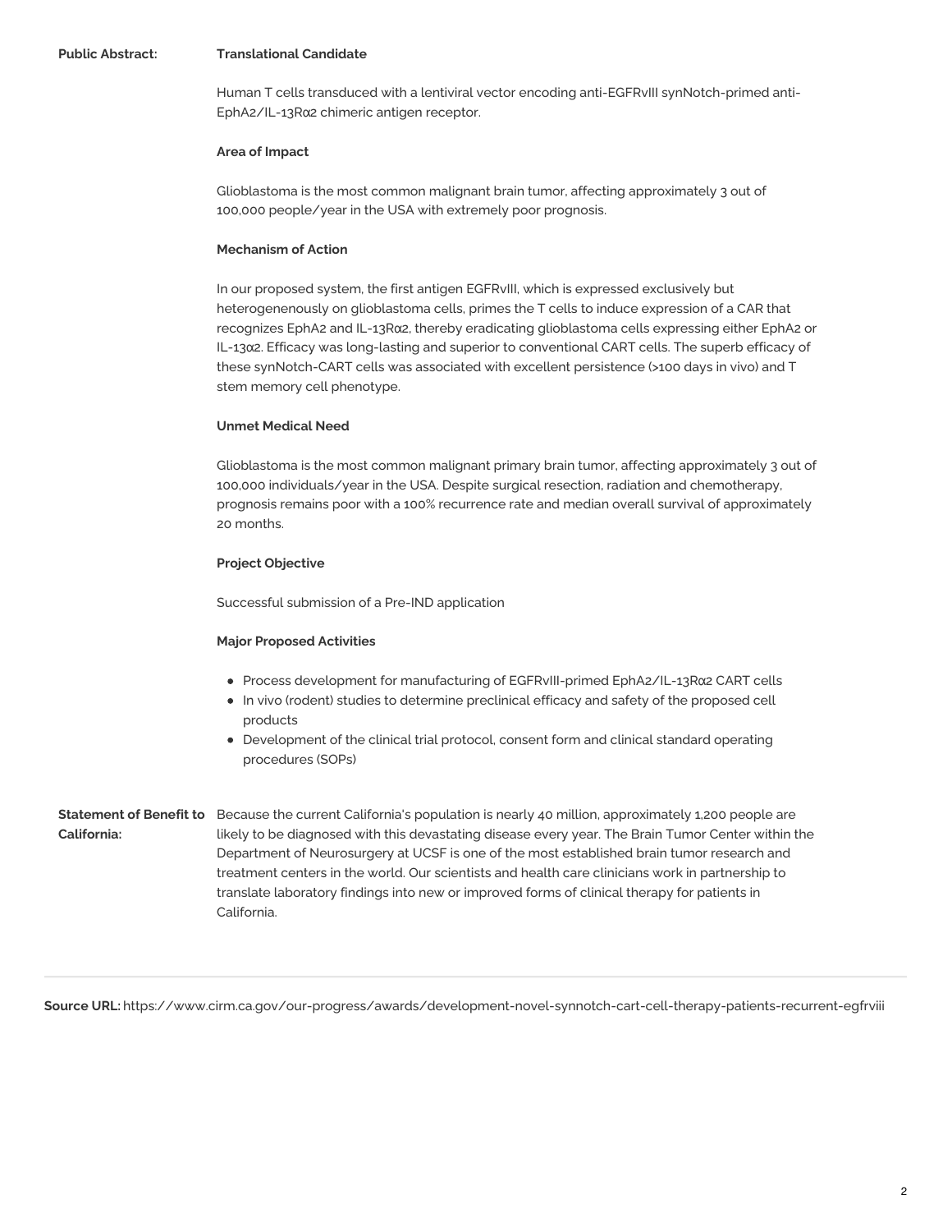**Public Abstract:**

**Translational Candidate**

Human T cells transduced with a lentiviral vector encoding anti-EGFRvIII synNotch-primed anti-EphA2/IL-13Rα2 chimeric antigen receptor.

**Area of Impact**

Glioblastoma is the most common malignant brain tumor, affecting approximately 3 out of 100,000 people/year in the USA with extremely poor prognosis.

**Mechanism of Action**

In our proposed system, the first antigen EGFRvIII, which is expressed exclusively but heterogenenously on glioblastoma cells, primes the T cells to induce expression of a CAR that recognizes EphA2 and IL-13Rα2, thereby eradicating glioblastoma cells expressing either EphA2 or IL-13α2. Efficacy was long-lasting and superior to conventional CART cells. The superb efficacy of these synNotch-CART cells was associated with excellent persistence (>100 days in vivo) and T stem memory cell phenotype.

**Unmet Medical Need**

Glioblastoma is the most common malignant primary brain tumor, affecting approximately 3 out of 100,000 individuals/year in the USA. Despite surgical resection, radiation and chemotherapy, prognosis remains poor with a 100% recurrence rate and median overall survival of approximately 20 months.

**Project Objective**

Successful submission of a Pre-IND application

**Major Proposed Activities**

- Process development for manufacturing of EGFRvIII-primed EphA2/IL-13Rα2 CART cells
- In vivo (rodent) studies to determine preclinical efficacy and safety of the proposed cell products
- Development of the clinical trial protocol, consent form and clinical standard operating procedures (SOPs)

**Statement of Benefit to California:**

Because the current California's population is nearly 40 million, approximately 1,200 people are likely to be diagnosed with this devastating disease every year. The Brain Tumor Center within the Department of Neurosurgery at UCSF is one of the most established brain tumor research and treatment centers in the world. Our scientists and health care clinicians work in partnership to translate laboratory findings into new or improved forms of clinical therapy for patients in California.

**Source URL:** https://www.cirm.ca.gov/our-progress/awards/development-novel-synnotch-cart-cell-therapy-patients-recurrent-egfrviii